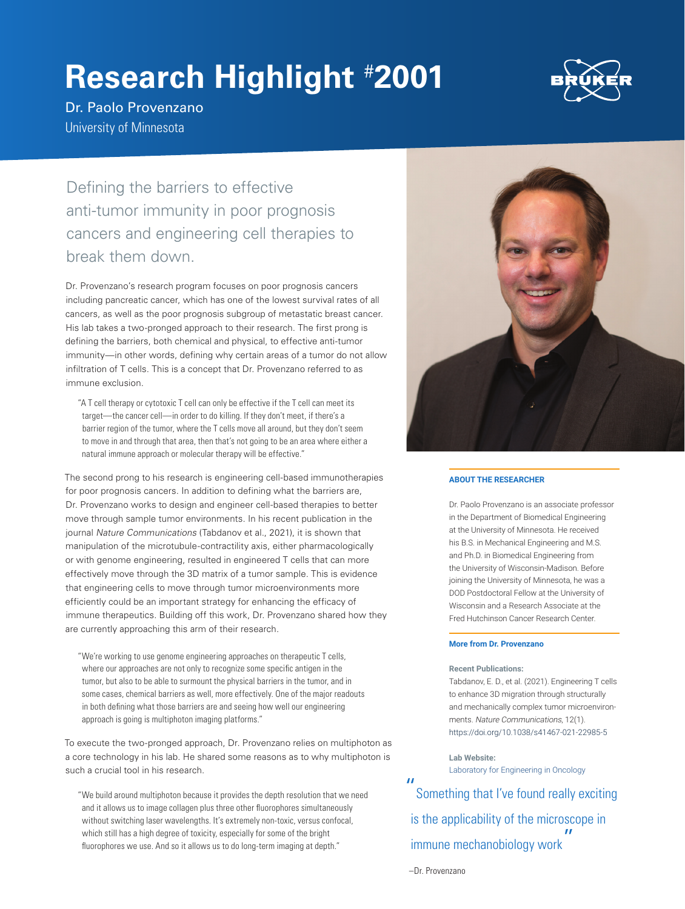# Research Highlight #2001

Dr. Paolo Provenzano

University of Minnesota

## Defining the barriers to effective anti-tumor immunity in poor prognosis cancers and engineering cell therapies to break them down.

Dr. Provenzano's research program focuses on poor prognosis cancers including pancreatic cancer, which has one of the lowest survival rates of all cancers, as well as the poor prognosis subgroup of metastatic breast cancer. His lab takes a two-pronged approach to their research. The first prong is defining the barriers, both chemical and physical, to effective anti-tumor immunity—in other words, defining why certain areas of a tumor do not allow infiltration of T cells. This is a concept that Dr. Provenzano referred to as immune exclusion.

> "A T cell therapy or cytotoxic T cell can only be effective if the T cell can meet its target—the cancer cell—in order to do killing. If they don't meet, if there's a barrier region of the tumor, where the T cells move all around, but they don't seem to move in and through that area, then that's not going to be an area where either a natural immune approach or molecular therapy will be effective."

The second prong to his research is engineering cell-based immunotherapies for poor prognosis cancers. In addition to defining what the barriers are, Dr. Provenzano works to design and engineer cell-based therapies to better move through sample tumor environments. In his recent publication in the journal *Nature Communications* (Tabdanov et al., 2021), it is shown that manipulation of the microtubule-contractility axis, either pharmacologically or with genome engineering, resulted in engineered T cells that can more effectively move through the 3D matrix of a tumor sample. This is evidence that engineering cells to move through tumor microenvironments more efficiently could be an important strategy for enhancing the efficacy of immune therapeutics. Building off this work, Dr. Provenzano shared how they are currently approaching this arm of their research.

> "We're working to use genome engineering approaches on therapeutic T cells, where our approaches are not only to recognize some specific antigen in the tumor, but also to be able to surmount the physical barriers in the tumor, and in some cases, chemical barriers as well, more effectively. One of the major readouts in both defining what those barriers are and seeing how well our engineering approach is going is multiphoton imaging platforms."

To execute the two-pronged approach, Dr. Provenzano relies on multiphoton as a core technology in his lab. He shared some reasons as to why multiphoton is such a crucial tool in his research.

> "We build around multiphoton because it provides the depth resolution that we need and it allows us to image collagen plus three other fluorophores simultaneously without switching laser wavelengths. It's extremely non-toxic, versus confocal, which still has a high degree of toxicity, especially for some of the bright fluorophores we use. And so it allows us to do long-term imaging at depth."

### ABOUT THE RESEARCHER

Dr. Paolo Provenzano is an associate professor in the Department of Biomedical Engineering at the University of Minnesota. He received his B.S. in Mechanical Engineering and M.S. and Ph.D. in Biomedical Engineering from the University of Wisconsin-Madison. Before joining the University of Minnesota, he was a DOD Postdoctoral Fellow at the University of Wisconsin and a Research Associate at the Fred Hutchinson Cancer Research Center.

### More from Dr. Provenzano

**Recent Publications:**

Tabdanov, E. D., et al. (2021). Engineering T cells to enhance 3D migration through structurally and mechanically complex tumor microenvironments. *Nature Communications*, 12(1). https://doi.org/10.1038/s41467-021-22985-5

**Lab Website:**

Laboratory for Engineering in Oncology

> "Something that I've found really exciting is the applicability of the microscope in immune mechanobiology work"
>
> –Dr. Provenzano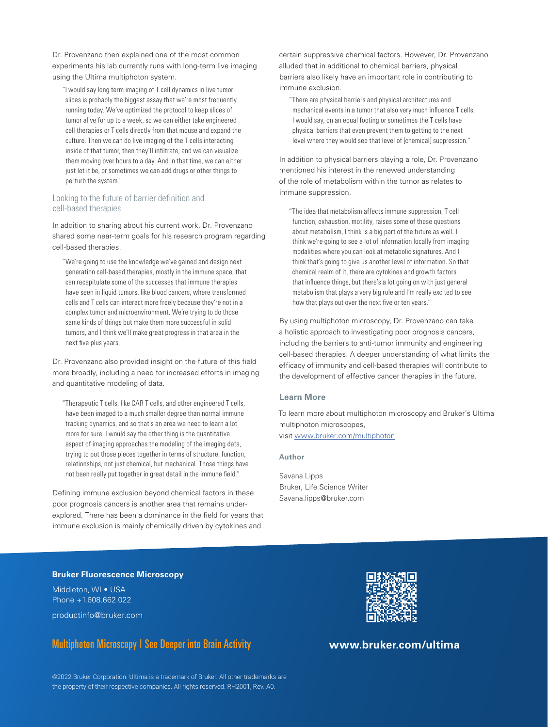Dr. Provenzano then explained one of the most common experiments his lab currently runs with long-term live imaging using the Ultima multiphoton system.

> "I would say long term imaging of T cell dynamics in live tumor slices is probably the biggest assay that we're most frequently running today. We've optimized the protocol to keep slices of tumor alive for up to a week, so we can either take engineered cell therapies or T cells directly from that mouse and expand the culture. Then we can do live imaging of the T cells interacting inside of that tumor, then they'll infiltrate, and we can visualize them moving over hours to a day. And in that time, we can either just let it be, or sometimes we can add drugs or other things to perturb the system."

## Looking to the future of barrier definition and cell-based therapies

In addition to sharing about his current work, Dr. Provenzano shared some near-term goals for his research program regarding cell-based therapies.

> "We're going to use the knowledge we've gained and design next generation cell-based therapies, mostly in the immune space, that can recapitulate some of the successes that immune therapies have seen in liquid tumors, like blood cancers, where transformed cells and T cells can interact more freely because they're not in a complex tumor and microenvironment. We're trying to do those same kinds of things but make them more successful in solid tumors, and I think we'll make great progress in that area in the next five plus years.

Dr. Provenzano also provided insight on the future of this field more broadly, including a need for increased efforts in imaging and quantitative modeling of data.

> "Therapeutic T cells, like CAR T cells, and other engineered T cells, have been imaged to a much smaller degree than normal immune tracking dynamics, and so that's an area we need to learn a lot more for sure. I would say the other thing is the quantitative aspect of imaging approaches the modeling of the imaging data, trying to put those pieces together in terms of structure, function, relationships, not just chemical, but mechanical. Those things have not been really put together in great detail in the immune field."

Defining immune exclusion beyond chemical factors in these poor prognosis cancers is another area that remains under-explored. There has been a dominance in the field for years that immune exclusion is mainly chemically driven by cytokines and certain suppressive chemical factors. However, Dr. Provenzano alluded that in additional to chemical barriers, physical barriers also likely have an important role in contributing to immune exclusion.

> "There are physical barriers and physical architectures and mechanical events in a tumor that also very much influence T cells, I would say, on an equal footing or sometimes the T cells have physical barriers that even prevent them to getting to the next level where they would see that level of [chemical] suppression."

In addition to physical barriers playing a role, Dr. Provenzano mentioned his interest in the renewed understanding of the role of metabolism within the tumor as relates to immune suppression.

> "The idea that metabolism affects immune suppression, T cell function, exhaustion, motility, raises some of these questions about metabolism, I think is a big part of the future as well. I think we're going to see a lot of information locally from imaging modalities where you can look at metabolic signatures. And I think that's going to give us another level of information. So that chemical realm of it, there are cytokines and growth factors that influence things, but there's a lot going on with just general metabolism that plays a very big role and I'm really excited to see how that plays out over the next five or ten years."

By using multiphoton microscopy, Dr. Provenzano can take a holistic approach to investigating poor prognosis cancers, including the barriers to anti-tumor immunity and engineering cell-based therapies. A deeper understanding of what limits the efficacy of immunity and cell-based therapies will contribute to the development of effective cancer therapies in the future.

### Learn More

To learn more about multiphoton microscopy and Bruker's Ultima multiphoton microscopes,
visit www.bruker.com/multiphoton

### Author

Savana Lipps
Bruker, Life Science Writer
Savana.lipps@bruker.com

**Bruker Fluorescence Microscopy**

Middleton, WI • USA
Phone +1.608.662.022

productinfo@bruker.com

Multiphoton Microscopy | See Deeper into Brain Activity

**www.bruker.com/ultima**

©2022 Bruker Corporation. Ultima is a trademark of Bruker. All other trademarks are the property of their respective companies. All rights reserved. RH2001, Rev. A0.